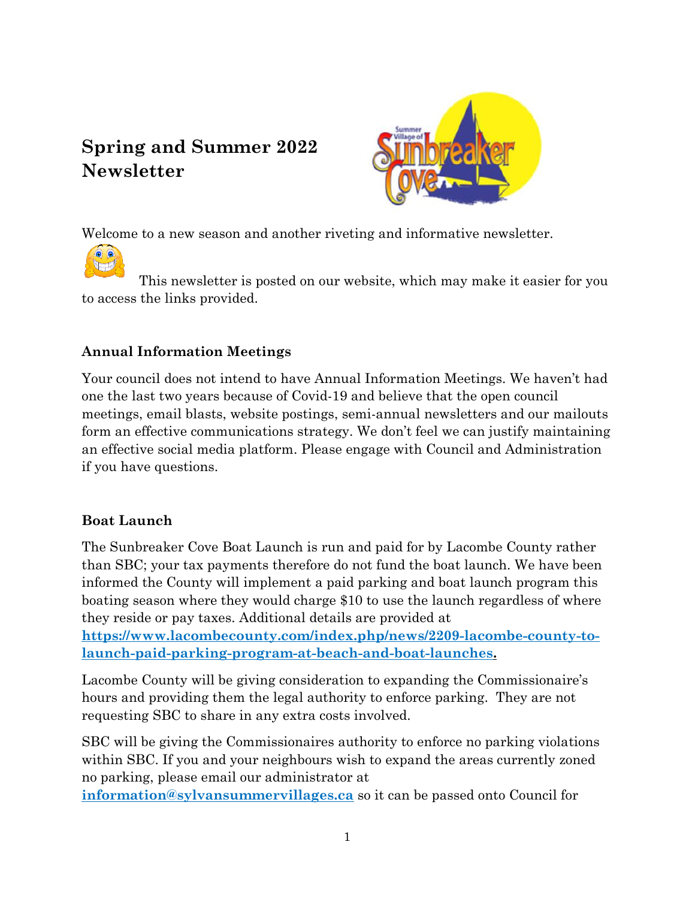# Spring and Summer 2022 Newsletter

Welcome to a new season and another riveting and informative newsletter.

This newsletter is posted on our website, which may make it easier for you to access the links provided.

## Annual Information Meetings

Your council does not intend to have Annual Information Meetings. We haven't had one the last two years because of Covid-19 and believe that the open council meetings, email blasts, website postings, semi-annual newsletters and our mailouts form an effective communications strategy. We don't feel we can justify maintaining an effective social media platform. Please engage with Council and Administration if you have questions.

## Boat Launch

The Sunbreaker Cove Boat Launch is run and paid for by Lacombe County rather than SBC; your tax payments therefore do not fund the boat launch. We have been informed the County will implement a paid parking and boat launch program this boating season where they would charge $10 to use the launch regardless of where they reside or pay taxes. Additional details are provided at **https://www.lacombecounty.com/index.php/news/2209-lacombe-county-to-launch-paid-parking-program-at-beach-and-boat-launches.**

Lacombe County will be giving consideration to expanding the Commissionaire's hours and providing them the legal authority to enforce parking. They are not requesting SBC to share in any extra costs involved.

SBC will be giving the Commissionaires authority to enforce no parking violations within SBC. If you and your neighbours wish to expand the areas currently zoned no parking, please email our administrator at **information@sylvansummervillages.ca** so it can be passed onto Council for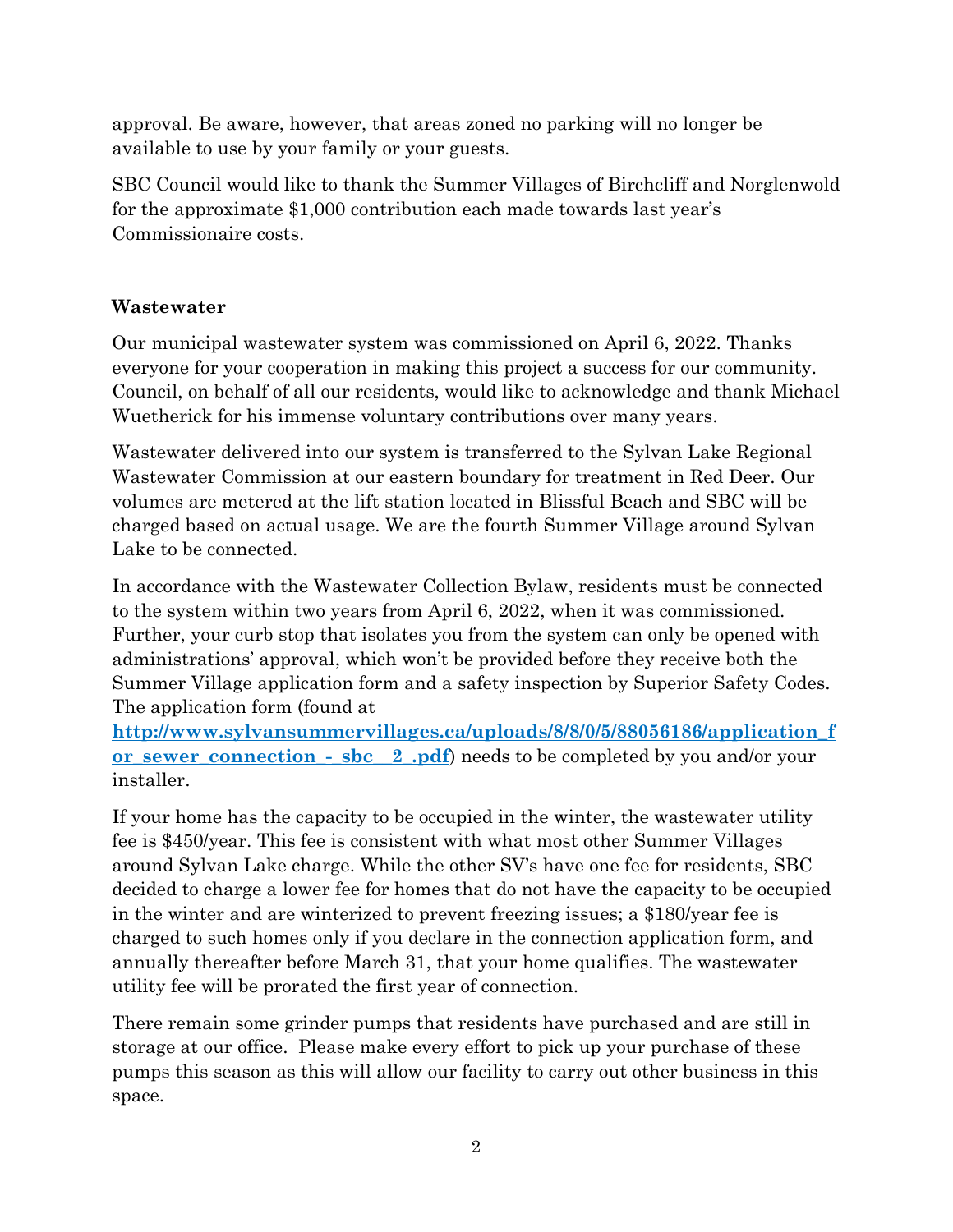approval. Be aware, however, that areas zoned no parking will no longer be available to use by your family or your guests.

SBC Council would like to thank the Summer Villages of Birchcliff and Norglenwold for the approximate $1,000 contribution each made towards last year's Commissionaire costs.

### Wastewater

Our municipal wastewater system was commissioned on April 6, 2022. Thanks everyone for your cooperation in making this project a success for our community. Council, on behalf of all our residents, would like to acknowledge and thank Michael Wuetherick for his immense voluntary contributions over many years.

Wastewater delivered into our system is transferred to the Sylvan Lake Regional Wastewater Commission at our eastern boundary for treatment in Red Deer. Our volumes are metered at the lift station located in Blissful Beach and SBC will be charged based on actual usage. We are the fourth Summer Village around Sylvan Lake to be connected.

In accordance with the Wastewater Collection Bylaw, residents must be connected to the system within two years from April 6, 2022, when it was commissioned. Further, your curb stop that isolates you from the system can only be opened with administrations' approval, which won't be provided before they receive both the Summer Village application form and a safety inspection by Superior Safety Codes. The application form (found at **[http://www.sylvansummervillages.ca/uploads/8/8/0/5/88056186/application_for_sewer_connection_-_sbc__2_.pdf](http://www.sylvansummervillages.ca/uploads/8/8/0/5/88056186/application_for_sewer_connection_-_sbc__2_.pdf)**) needs to be completed by you and/or your installer.

If your home has the capacity to be occupied in the winter, the wastewater utility fee is $450/year. This fee is consistent with what most other Summer Villages around Sylvan Lake charge. While the other SV's have one fee for residents, SBC decided to charge a lower fee for homes that do not have the capacity to be occupied in the winter and are winterized to prevent freezing issues; a $180/year fee is charged to such homes only if you declare in the connection application form, and annually thereafter before March 31, that your home qualifies. The wastewater utility fee will be prorated the first year of connection.

There remain some grinder pumps that residents have purchased and are still in storage at our office. Please make every effort to pick up your purchase of these pumps this season as this will allow our facility to carry out other business in this space.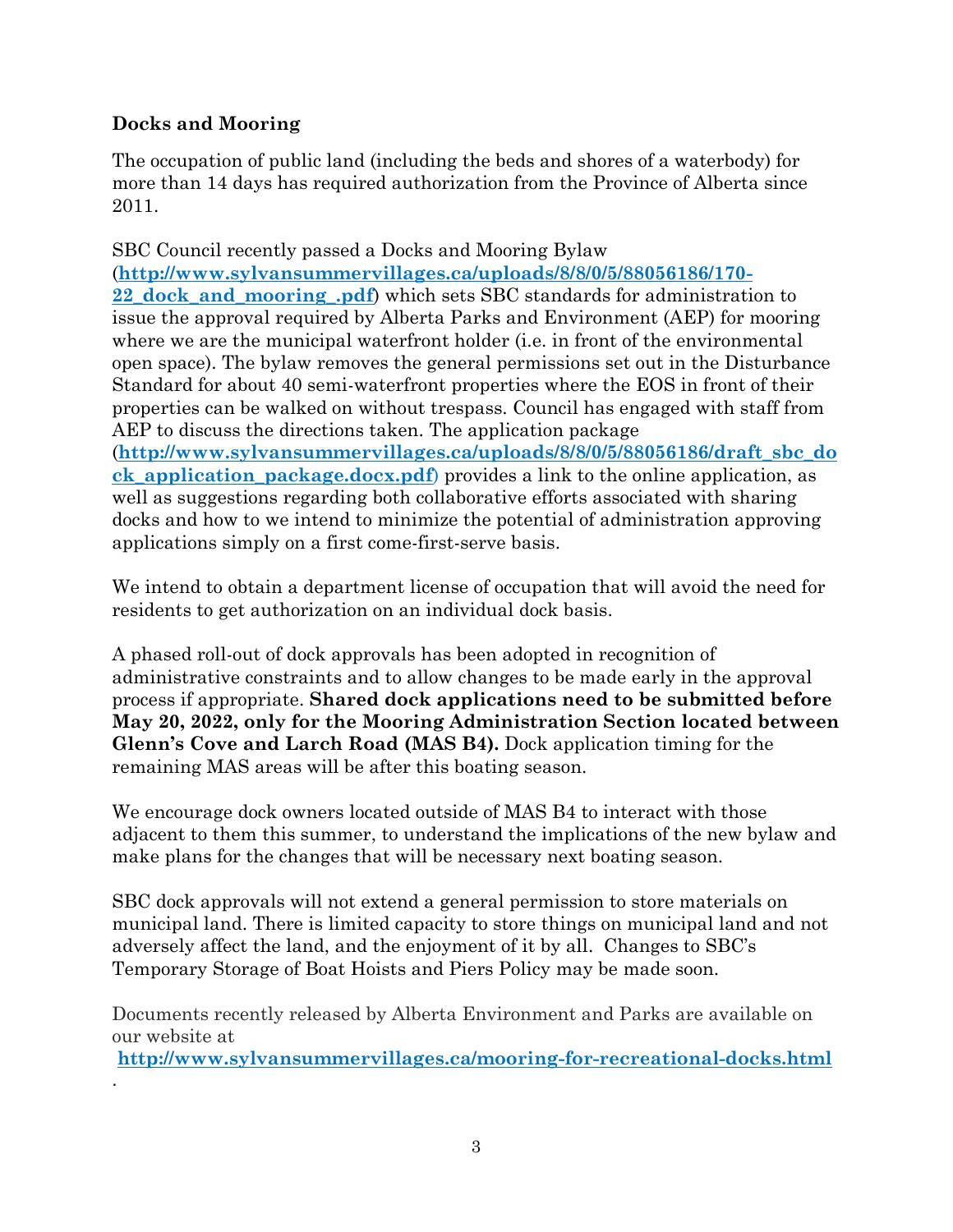**Docks and Mooring**

The occupation of public land (including the beds and shores of a waterbody) for more than 14 days has required authorization from the Province of Alberta since 2011.

SBC Council recently passed a Docks and Mooring Bylaw (**http://www.sylvansummervillages.ca/uploads/8/8/0/5/88056186/170-22_dock_and_mooring_.pdf**) which sets SBC standards for administration to issue the approval required by Alberta Parks and Environment (AEP) for mooring where we are the municipal waterfront holder (i.e. in front of the environmental open space). The bylaw removes the general permissions set out in the Disturbance Standard for about 40 semi-waterfront properties where the EOS in front of their properties can be walked on without trespass. Council has engaged with staff from AEP to discuss the directions taken. The application package (**http://www.sylvansummervillages.ca/uploads/8/8/0/5/88056186/draft_sbc_dock_application_package.docx.pdf**) provides a link to the online application, as well as suggestions regarding both collaborative efforts associated with sharing docks and how to we intend to minimize the potential of administration approving applications simply on a first come-first-serve basis.

We intend to obtain a department license of occupation that will avoid the need for residents to get authorization on an individual dock basis.

A phased roll-out of dock approvals has been adopted in recognition of administrative constraints and to allow changes to be made early in the approval process if appropriate. **Shared dock applications need to be submitted before May 20, 2022, only for the Mooring Administration Section located between Glenn's Cove and Larch Road (MAS B4).** Dock application timing for the remaining MAS areas will be after this boating season.

We encourage dock owners located outside of MAS B4 to interact with those adjacent to them this summer, to understand the implications of the new bylaw and make plans for the changes that will be necessary next boating season.

SBC dock approvals will not extend a general permission to store materials on municipal land. There is limited capacity to store things on municipal land and not adversely affect the land, and the enjoyment of it by all. Changes to SBC's Temporary Storage of Boat Hoists and Piers Policy may be made soon.

Documents recently released by Alberta Environment and Parks are available on our website at **http://www.sylvansummervillages.ca/mooring-for-recreational-docks.html**.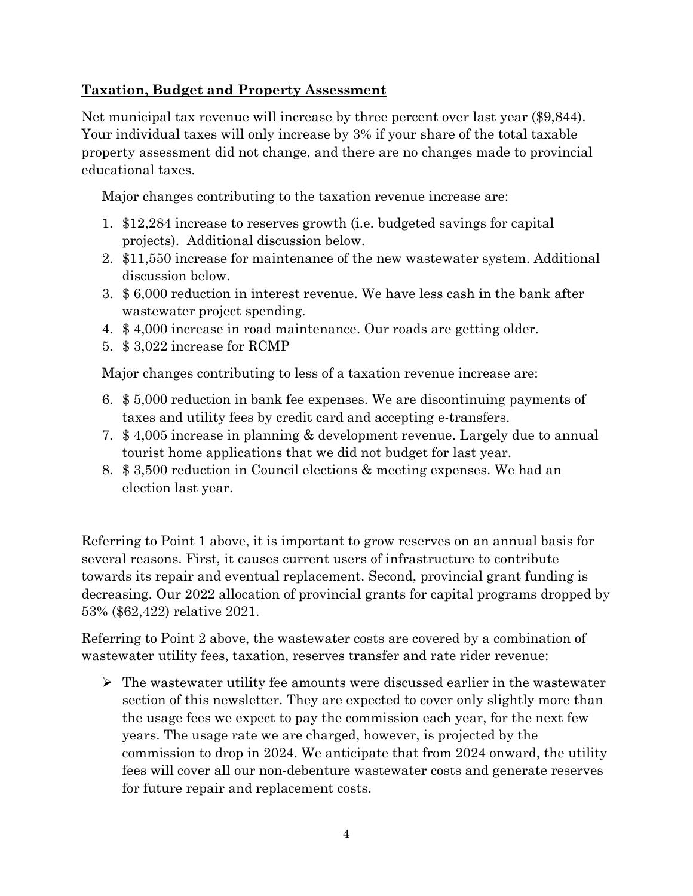**Taxation, Budget and Property Assessment**

Net municipal tax revenue will increase by three percent over last year ($9,844). Your individual taxes will only increase by 3% if your share of the total taxable property assessment did not change, and there are no changes made to provincial educational taxes.

Major changes contributing to the taxation revenue increase are:

1. $12,284 increase to reserves growth (i.e. budgeted savings for capital projects). Additional discussion below.
2. $11,550 increase for maintenance of the new wastewater system. Additional discussion below.
3. $ 6,000 reduction in interest revenue. We have less cash in the bank after wastewater project spending.
4. $ 4,000 increase in road maintenance. Our roads are getting older.
5. $ 3,022 increase for RCMP

Major changes contributing to less of a taxation revenue increase are:

6. $ 5,000 reduction in bank fee expenses. We are discontinuing payments of taxes and utility fees by credit card and accepting e-transfers.
7. $ 4,005 increase in planning & development revenue. Largely due to annual tourist home applications that we did not budget for last year.
8. $ 3,500 reduction in Council elections & meeting expenses. We had an election last year.

Referring to Point 1 above, it is important to grow reserves on an annual basis for several reasons. First, it causes current users of infrastructure to contribute towards its repair and eventual replacement. Second, provincial grant funding is decreasing. Our 2022 allocation of provincial grants for capital programs dropped by 53% ($62,422) relative 2021.

Referring to Point 2 above, the wastewater costs are covered by a combination of wastewater utility fees, taxation, reserves transfer and rate rider revenue:

- The wastewater utility fee amounts were discussed earlier in the wastewater section of this newsletter. They are expected to cover only slightly more than the usage fees we expect to pay the commission each year, for the next few years. The usage rate we are charged, however, is projected by the commission to drop in 2024. We anticipate that from 2024 onward, the utility fees will cover all our non-debenture wastewater costs and generate reserves for future repair and replacement costs.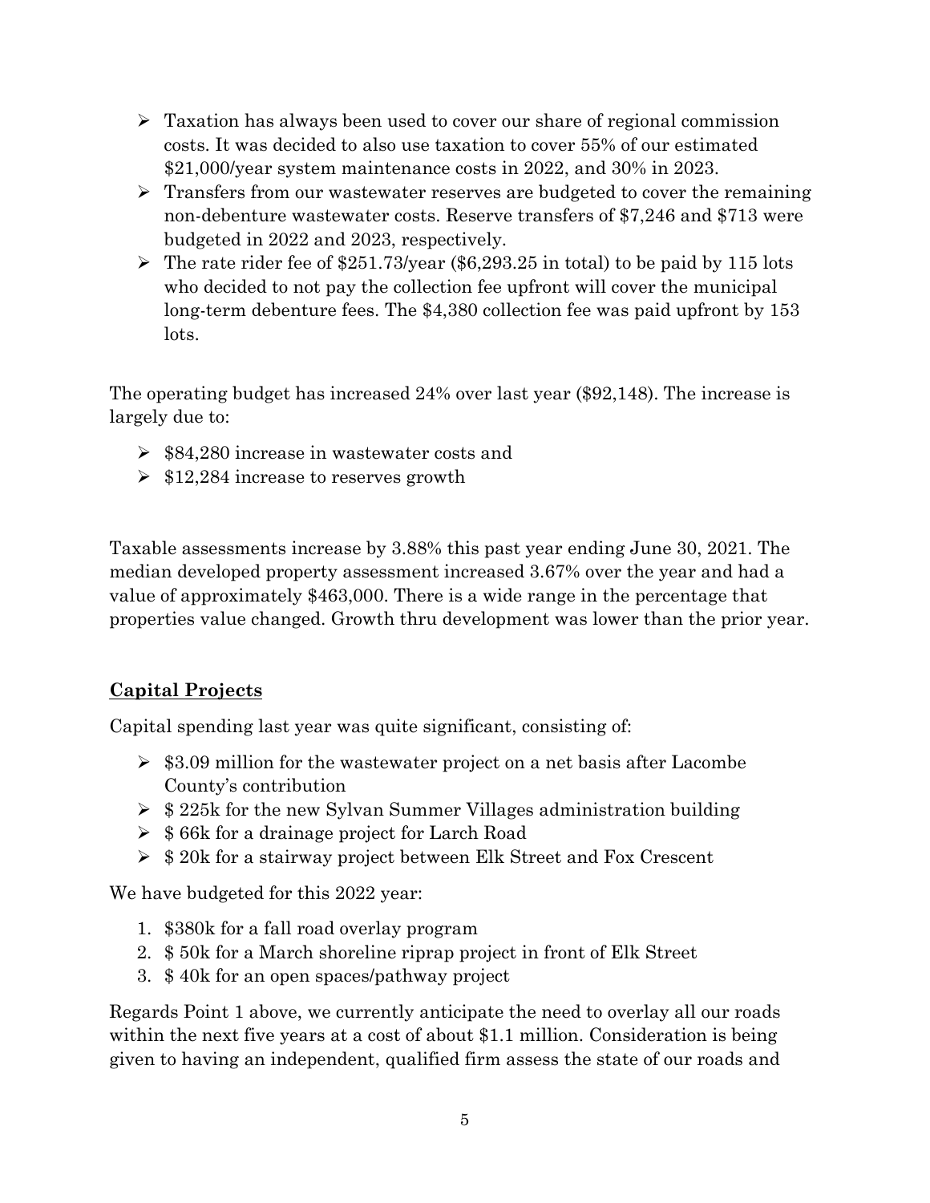- Taxation has always been used to cover our share of regional commission costs. It was decided to also use taxation to cover 55% of our estimated $21,000/year system maintenance costs in 2022, and 30% in 2023.
- Transfers from our wastewater reserves are budgeted to cover the remaining non-debenture wastewater costs. Reserve transfers of $7,246 and $713 were budgeted in 2022 and 2023, respectively.
- The rate rider fee of $251.73/year ($6,293.25 in total) to be paid by 115 lots who decided to not pay the collection fee upfront will cover the municipal long-term debenture fees. The $4,380 collection fee was paid upfront by 153 lots.

The operating budget has increased 24% over last year ($92,148). The increase is largely due to:

- $84,280 increase in wastewater costs and
- $12,284 increase to reserves growth

Taxable assessments increase by 3.88% this past year ending June 30, 2021. The median developed property assessment increased 3.67% over the year and had a value of approximately $463,000. There is a wide range in the percentage that properties value changed. Growth thru development was lower than the prior year.

**Capital Projects**

Capital spending last year was quite significant, consisting of:

- $3.09 million for the wastewater project on a net basis after Lacombe County's contribution
- $ 225k for the new Sylvan Summer Villages administration building
- $ 66k for a drainage project for Larch Road
- $ 20k for a stairway project between Elk Street and Fox Crescent

We have budgeted for this 2022 year:

1. $380k for a fall road overlay program
2. $ 50k for a March shoreline riprap project in front of Elk Street
3. $ 40k for an open spaces/pathway project

Regards Point 1 above, we currently anticipate the need to overlay all our roads within the next five years at a cost of about $1.1 million. Consideration is being given to having an independent, qualified firm assess the state of our roads and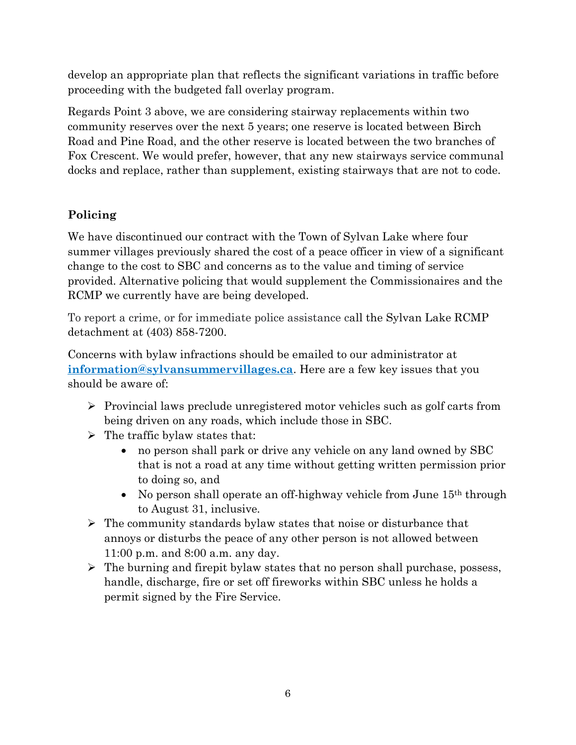develop an appropriate plan that reflects the significant variations in traffic before proceeding with the budgeted fall overlay program.

Regards Point 3 above, we are considering stairway replacements within two community reserves over the next 5 years; one reserve is located between Birch Road and Pine Road, and the other reserve is located between the two branches of Fox Crescent. We would prefer, however, that any new stairways service communal docks and replace, rather than supplement, existing stairways that are not to code.

## Policing

We have discontinued our contract with the Town of Sylvan Lake where four summer villages previously shared the cost of a peace officer in view of a significant change to the cost to SBC and concerns as to the value and timing of service provided. Alternative policing that would supplement the Commissionaires and the RCMP we currently have are being developed.

To report a crime, or for immediate police assistance call the Sylvan Lake RCMP detachment at (403) 858-7200.

Concerns with bylaw infractions should be emailed to our administrator at **information@sylvansummervillages.ca**. Here are a few key issues that you should be aware of:

- Provincial laws preclude unregistered motor vehicles such as golf carts from being driven on any roads, which include those in SBC.
- The traffic bylaw states that:
  - no person shall park or drive any vehicle on any land owned by SBC that is not a road at any time without getting written permission prior to doing so, and
  - No person shall operate an off-highway vehicle from June 15th through to August 31, inclusive.
- The community standards bylaw states that noise or disturbance that annoys or disturbs the peace of any other person is not allowed between 11:00 p.m. and 8:00 a.m. any day.
- The burning and firepit bylaw states that no person shall purchase, possess, handle, discharge, fire or set off fireworks within SBC unless he holds a permit signed by the Fire Service.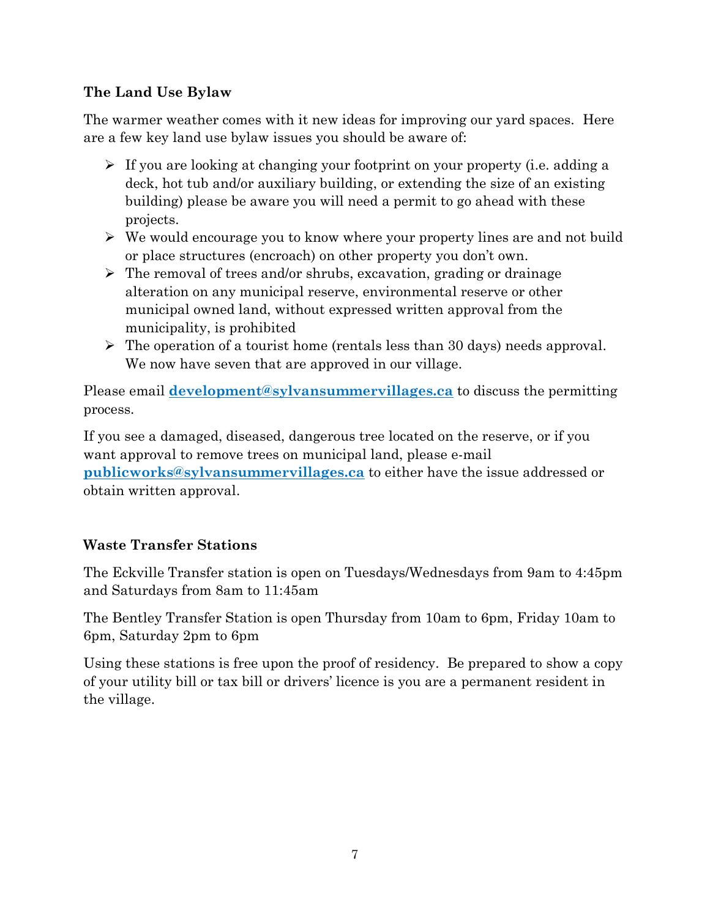## The Land Use Bylaw

The warmer weather comes with it new ideas for improving our yard spaces. Here are a few key land use bylaw issues you should be aware of:

- If you are looking at changing your footprint on your property (i.e. adding a deck, hot tub and/or auxiliary building, or extending the size of an existing building) please be aware you will need a permit to go ahead with these projects.
- We would encourage you to know where your property lines are and not build or place structures (encroach) on other property you don't own.
- The removal of trees and/or shrubs, excavation, grading or drainage alteration on any municipal reserve, environmental reserve or other municipal owned land, without expressed written approval from the municipality, is prohibited
- The operation of a tourist home (rentals less than 30 days) needs approval. We now have seven that are approved in our village.

Please email **development@sylvansummervillages.ca** to discuss the permitting process.

If you see a damaged, diseased, dangerous tree located on the reserve, or if you want approval to remove trees on municipal land, please e-mail **publicworks@sylvansummervillages.ca** to either have the issue addressed or obtain written approval.

## Waste Transfer Stations

The Eckville Transfer station is open on Tuesdays/Wednesdays from 9am to 4:45pm and Saturdays from 8am to 11:45am

The Bentley Transfer Station is open Thursday from 10am to 6pm, Friday 10am to 6pm, Saturday 2pm to 6pm

Using these stations is free upon the proof of residency. Be prepared to show a copy of your utility bill or tax bill or drivers' licence is you are a permanent resident in the village.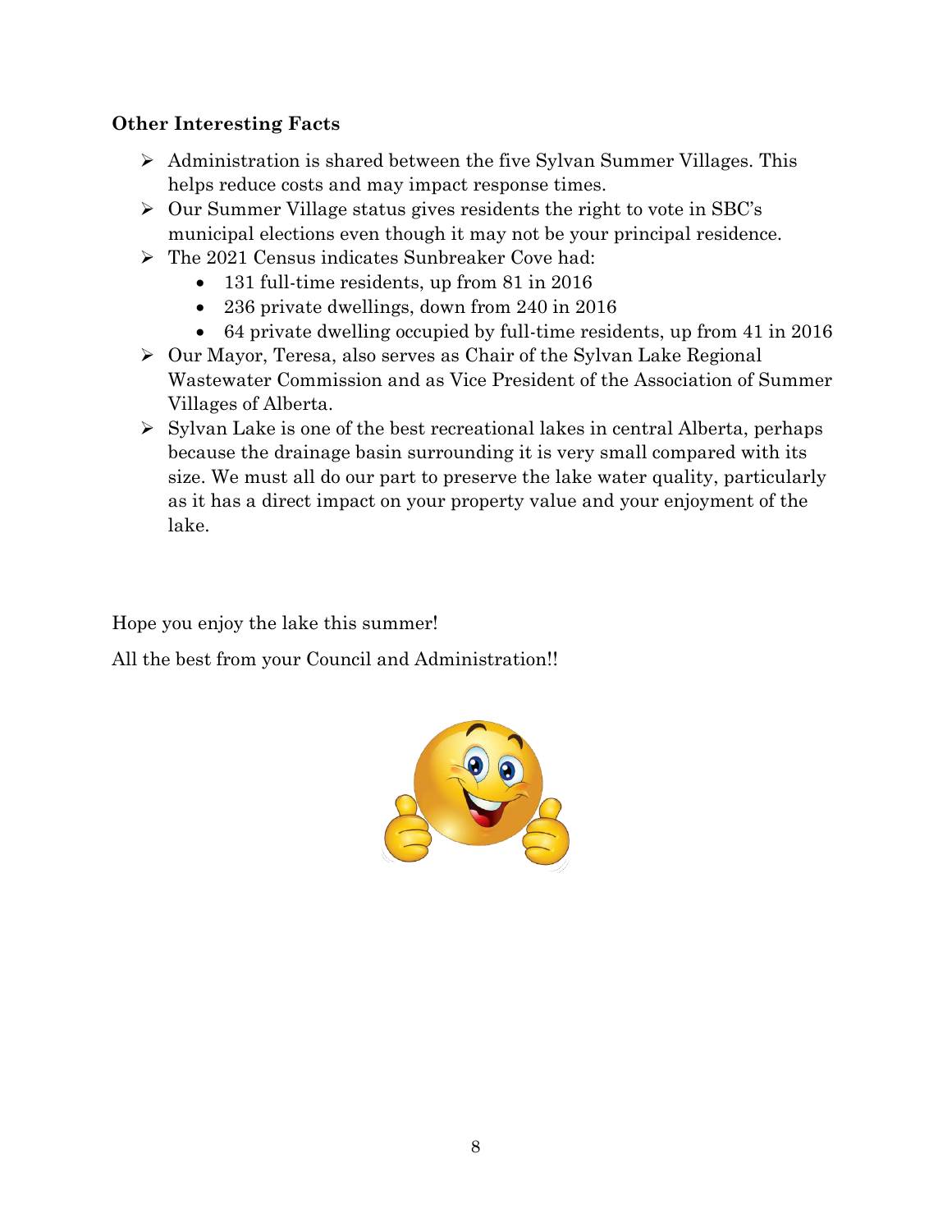**Other Interesting Facts**

- Administration is shared between the five Sylvan Summer Villages. This helps reduce costs and may impact response times.
- Our Summer Village status gives residents the right to vote in SBC's municipal elections even though it may not be your principal residence.
- The 2021 Census indicates Sunbreaker Cove had:
  - 131 full-time residents, up from 81 in 2016
  - 236 private dwellings, down from 240 in 2016
  - 64 private dwelling occupied by full-time residents, up from 41 in 2016
- Our Mayor, Teresa, also serves as Chair of the Sylvan Lake Regional Wastewater Commission and as Vice President of the Association of Summer Villages of Alberta.
- Sylvan Lake is one of the best recreational lakes in central Alberta, perhaps because the drainage basin surrounding it is very small compared with its size. We must all do our part to preserve the lake water quality, particularly as it has a direct impact on your property value and your enjoyment of the lake.

Hope you enjoy the lake this summer!

All the best from your Council and Administration!!